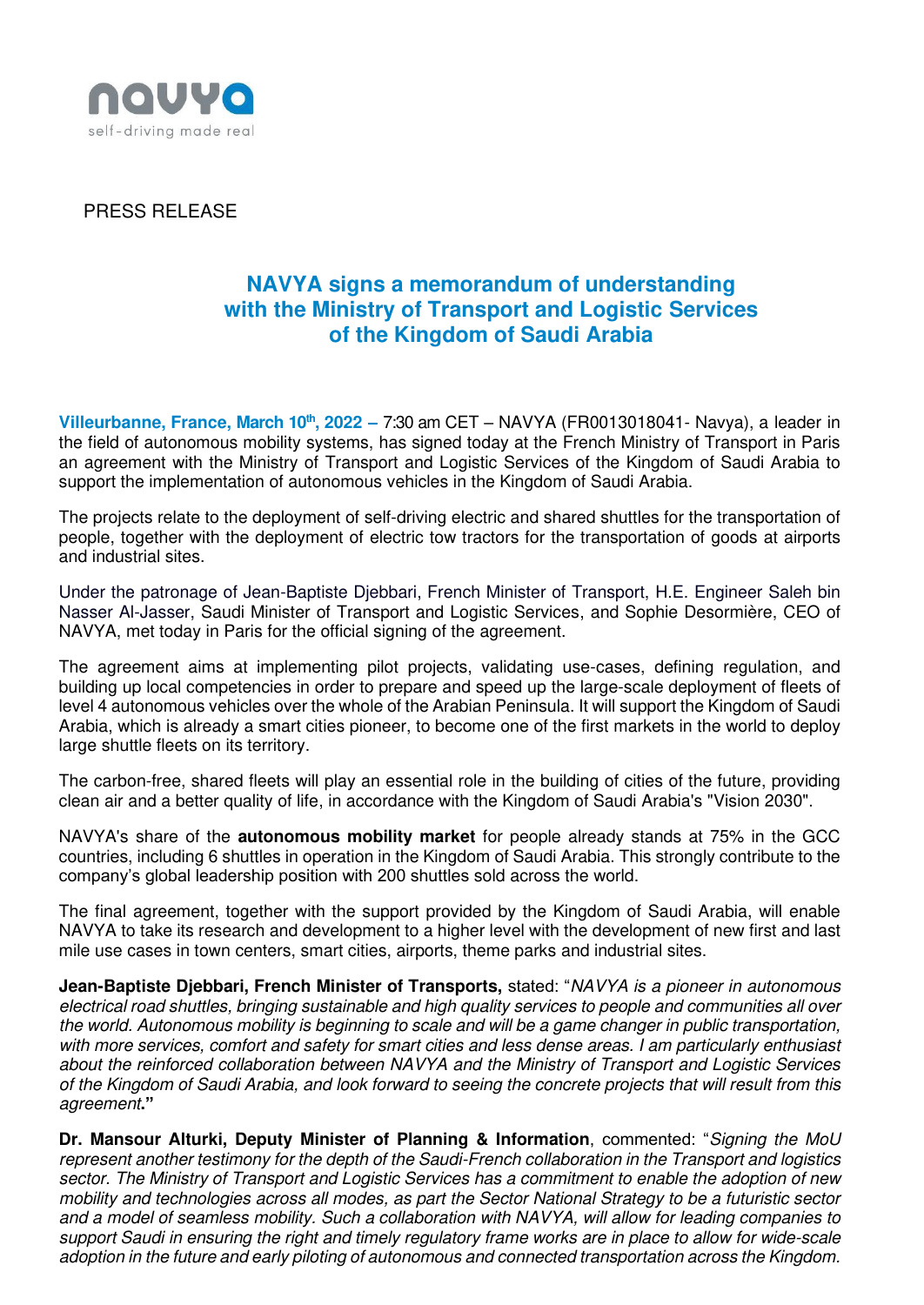navya
self-driving made real

PRESS RELEASE

# NAVYA signs a memorandum of understanding with the Ministry of Transport and Logistic Services of the Kingdom of Saudi Arabia

**Villeurbanne, France, March 10th, 2022 –** 7:30 am CET – NAVYA (FR0013018041- Navya), a leader in the field of autonomous mobility systems, has signed today at the French Ministry of Transport in Paris an agreement with the Ministry of Transport and Logistic Services of the Kingdom of Saudi Arabia to support the implementation of autonomous vehicles in the Kingdom of Saudi Arabia.

The projects relate to the deployment of self-driving electric and shared shuttles for the transportation of people, together with the deployment of electric tow tractors for the transportation of goods at airports and industrial sites.

Under the patronage of Jean-Baptiste Djebbari, French Minister of Transport, H.E. Engineer Saleh bin Nasser Al-Jasser, Saudi Minister of Transport and Logistic Services, and Sophie Desormière, CEO of NAVYA, met today in Paris for the official signing of the agreement.

The agreement aims at implementing pilot projects, validating use-cases, defining regulation, and building up local competencies in order to prepare and speed up the large-scale deployment of fleets of level 4 autonomous vehicles over the whole of the Arabian Peninsula. It will support the Kingdom of Saudi Arabia, which is already a smart cities pioneer, to become one of the first markets in the world to deploy large shuttle fleets on its territory.

The carbon-free, shared fleets will play an essential role in the building of cities of the future, providing clean air and a better quality of life, in accordance with the Kingdom of Saudi Arabia's "Vision 2030".

NAVYA's share of the **autonomous mobility market** for people already stands at 75% in the GCC countries, including 6 shuttles in operation in the Kingdom of Saudi Arabia. This strongly contribute to the company's global leadership position with 200 shuttles sold across the world.

The final agreement, together with the support provided by the Kingdom of Saudi Arabia, will enable NAVYA to take its research and development to a higher level with the development of new first and last mile use cases in town centers, smart cities, airports, theme parks and industrial sites.

**Jean-Baptiste Djebbari, French Minister of Transports,** stated: "*NAVYA is a pioneer in autonomous electrical road shuttles, bringing sustainable and high quality services to people and communities all over the world. Autonomous mobility is beginning to scale and will be a game changer in public transportation, with more services, comfort and safety for smart cities and less dense areas. I am particularly enthusiast about the reinforced collaboration between NAVYA and the Ministry of Transport and Logistic Services of the Kingdom of Saudi Arabia, and look forward to seeing the concrete projects that will result from this agreement*."

**Dr. Mansour Alturki, Deputy Minister of Planning & Information**, commented: "*Signing the MoU represent another testimony for the depth of the Saudi-French collaboration in the Transport and logistics sector. The Ministry of Transport and Logistic Services has a commitment to enable the adoption of new mobility and technologies across all modes, as part the Sector National Strategy to be a futuristic sector and a model of seamless mobility. Such a collaboration with NAVYA, will allow for leading companies to support Saudi in ensuring the right and timely regulatory frame works are in place to allow for wide-scale adoption in the future and early piloting of autonomous and connected transportation across the Kingdom.*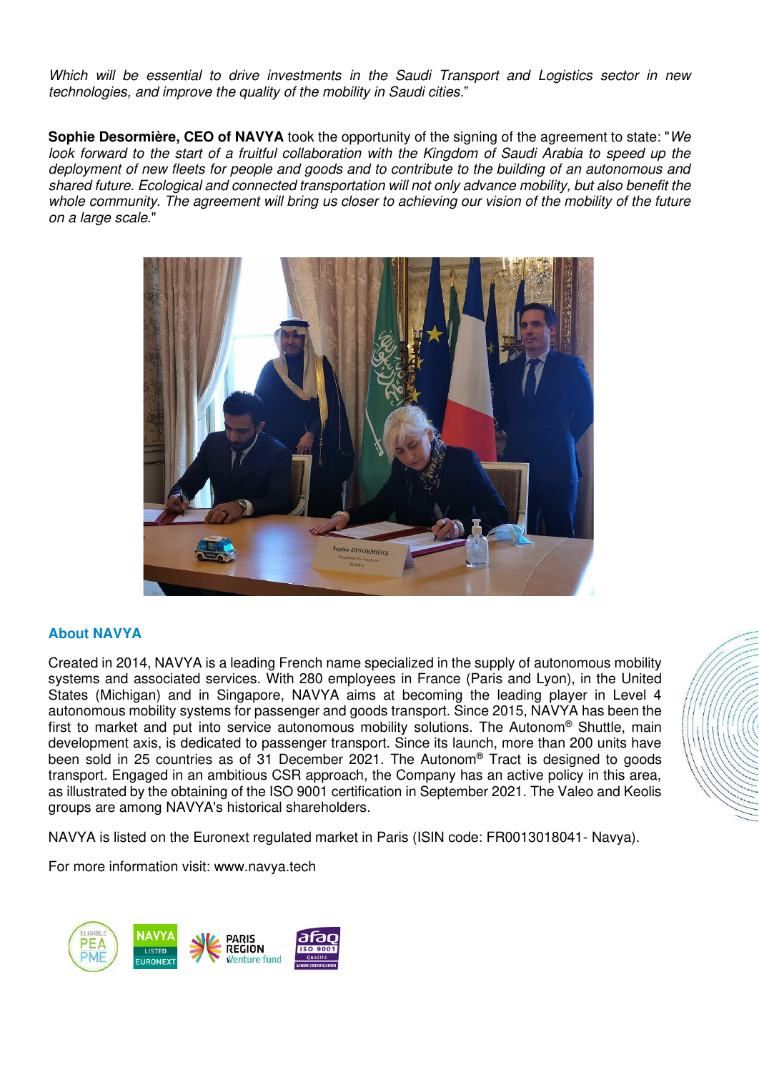*Which will be essential to drive investments in the Saudi Transport and Logistics sector in new technologies, and improve the quality of the mobility in Saudi cities*."

**Sophie Desormière, CEO of NAVYA** took the opportunity of the signing of the agreement to state: "*We look forward to the start of a fruitful collaboration with the Kingdom of Saudi Arabia to speed up the deployment of new fleets for people and goods and to contribute to the building of an autonomous and shared future. Ecological and connected transportation will not only advance mobility, but also benefit the whole community. The agreement will bring us closer to achieving our vision of the mobility of the future on a large scale*."

## About NAVYA

Created in 2014, NAVYA is a leading French name specialized in the supply of autonomous mobility systems and associated services. With 280 employees in France (Paris and Lyon), in the United States (Michigan) and in Singapore, NAVYA aims at becoming the leading player in Level 4 autonomous mobility systems for passenger and goods transport. Since 2015, NAVYA has been the first to market and put into service autonomous mobility solutions. The Autonom® Shuttle, main development axis, is dedicated to passenger transport. Since its launch, more than 200 units have been sold in 25 countries as of 31 December 2021. The Autonom® Tract is designed to goods transport. Engaged in an ambitious CSR approach, the Company has an active policy in this area, as illustrated by the obtaining of the ISO 9001 certification in September 2021. The Valeo and Keolis groups are among NAVYA's historical shareholders.

NAVYA is listed on the Euronext regulated market in Paris (ISIN code: FR0013018041- Navya).

For more information visit: www.navya.tech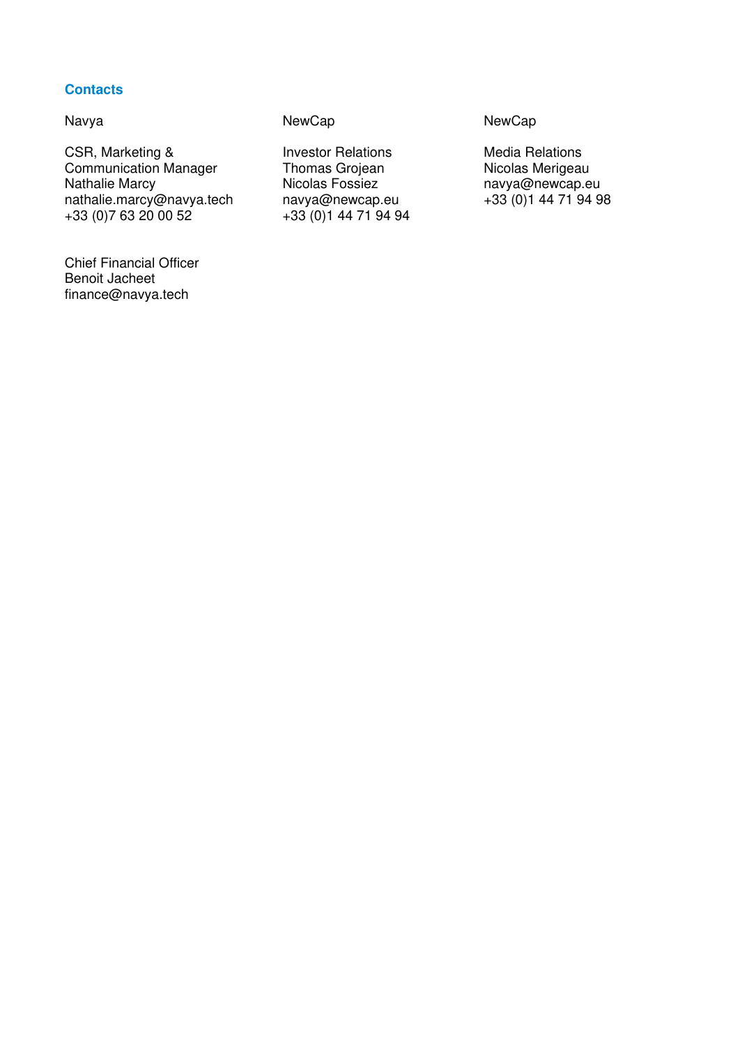## Contacts

Navya

CSR, Marketing &
Communication Manager
Nathalie Marcy
nathalie.marcy@navya.tech
+33 (0)7 63 20 00 52

Chief Financial Officer
Benoit Jacheet
finance@navya.tech

NewCap

Investor Relations
Thomas Grojean
Nicolas Fossiez
navya@newcap.eu
+33 (0)1 44 71 94 94

NewCap

Media Relations
Nicolas Merigeau
navya@newcap.eu
+33 (0)1 44 71 94 98